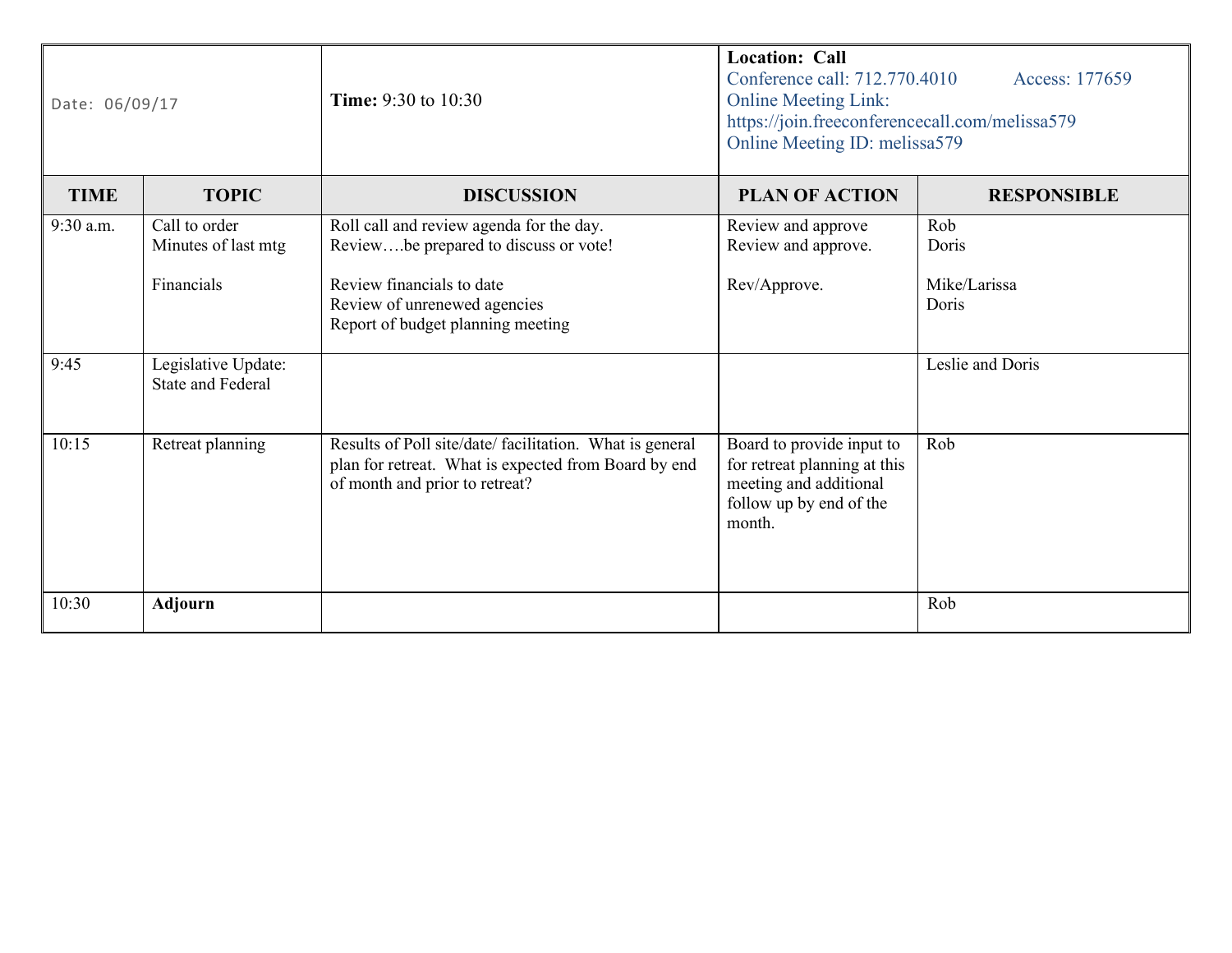| Date: 06/09/17 | | Time: 9:30 to 10:30 | Location: Call<br>Conference call: 712.770.4010 Access: 177659<br>Online Meeting Link: https://join.freeconferencecall.com/melissa579<br>Online Meeting ID: melissa579 | |
|---|---|---|---|---|
| **TIME** | **TOPIC** | **DISCUSSION** | **PLAN OF ACTION** | **RESPONSIBLE** |
| 9:30 a.m. | Call to order<br>Minutes of last mtg<br><br>Financials | Roll call and review agenda for the day.<br>Review….be prepared to discuss or vote!<br><br>Review financials to date<br>Review of unrenewed agencies<br>Report of budget planning meeting | Review and approve<br>Review and approve.<br><br>Rev/Approve. | Rob<br>Doris<br><br>Mike/Larissa<br>Doris |
| 9:45 | Legislative Update: State and Federal | | | Leslie and Doris |
| 10:15 | Retreat planning | Results of Poll site/date/ facilitation. What is general plan for retreat. What is expected from Board by end of month and prior to retreat? | Board to provide input to for retreat planning at this meeting and additional follow up by end of the month. | Rob |
| 10:30 | **Adjourn** | | | Rob |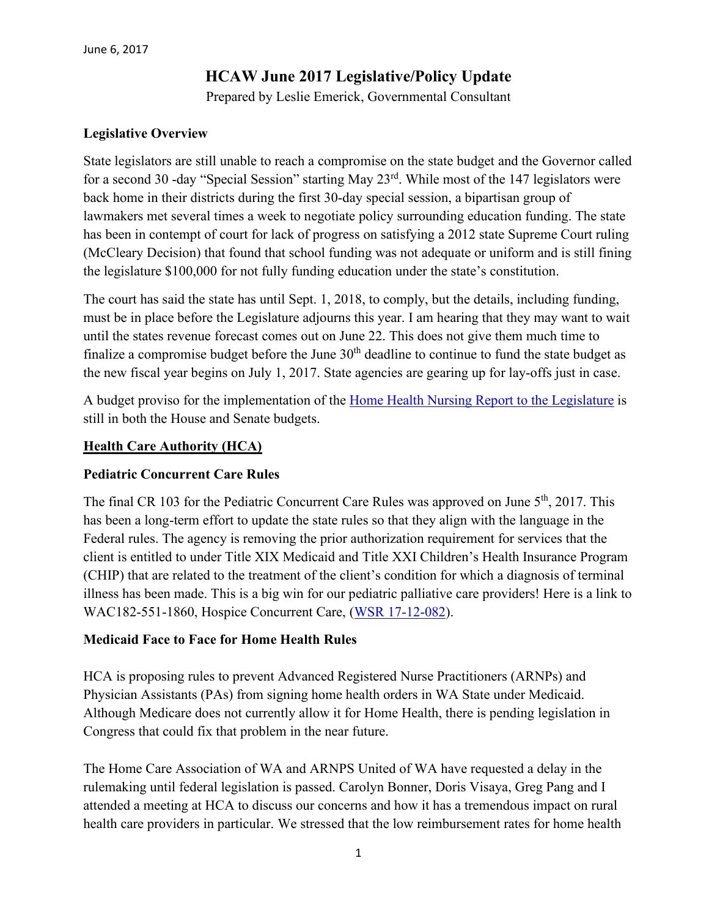June 6, 2017

# HCAW June 2017 Legislative/Policy Update

Prepared by Leslie Emerick, Governmental Consultant

## Legislative Overview

State legislators are still unable to reach a compromise on the state budget and the Governor called for a second 30 -day "Special Session" starting May 23rd. While most of the 147 legislators were back home in their districts during the first 30-day special session, a bipartisan group of lawmakers met several times a week to negotiate policy surrounding education funding. The state has been in contempt of court for lack of progress on satisfying a 2012 state Supreme Court ruling (McCleary Decision) that found that school funding was not adequate or uniform and is still fining the legislature $100,000 for not fully funding education under the state's constitution.

The court has said the state has until Sept. 1, 2018, to comply, but the details, including funding, must be in place before the Legislature adjourns this year. I am hearing that they may want to wait until the states revenue forecast comes out on June 22. This does not give them much time to finalize a compromise budget before the June 30th deadline to continue to fund the state budget as the new fiscal year begins on July 1, 2017. State agencies are gearing up for lay-offs just in case.

A budget proviso for the implementation of the Home Health Nursing Report to the Legislature is still in both the House and Senate budgets.

## Health Care Authority (HCA)

### Pediatric Concurrent Care Rules

The final CR 103 for the Pediatric Concurrent Care Rules was approved on June 5th, 2017. This has been a long-term effort to update the state rules so that they align with the language in the Federal rules. The agency is removing the prior authorization requirement for services that the client is entitled to under Title XIX Medicaid and Title XXI Children's Health Insurance Program (CHIP) that are related to the treatment of the client's condition for which a diagnosis of terminal illness has been made. This is a big win for our pediatric palliative care providers! Here is a link to WAC182-551-1860, Hospice Concurrent Care, (WSR 17-12-082).

### Medicaid Face to Face for Home Health Rules

HCA is proposing rules to prevent Advanced Registered Nurse Practitioners (ARNPs) and Physician Assistants (PAs) from signing home health orders in WA State under Medicaid. Although Medicare does not currently allow it for Home Health, there is pending legislation in Congress that could fix that problem in the near future.

The Home Care Association of WA and ARNPS United of WA have requested a delay in the rulemaking until federal legislation is passed. Carolyn Bonner, Doris Visaya, Greg Pang and I attended a meeting at HCA to discuss our concerns and how it has a tremendous impact on rural health care providers in particular. We stressed that the low reimbursement rates for home health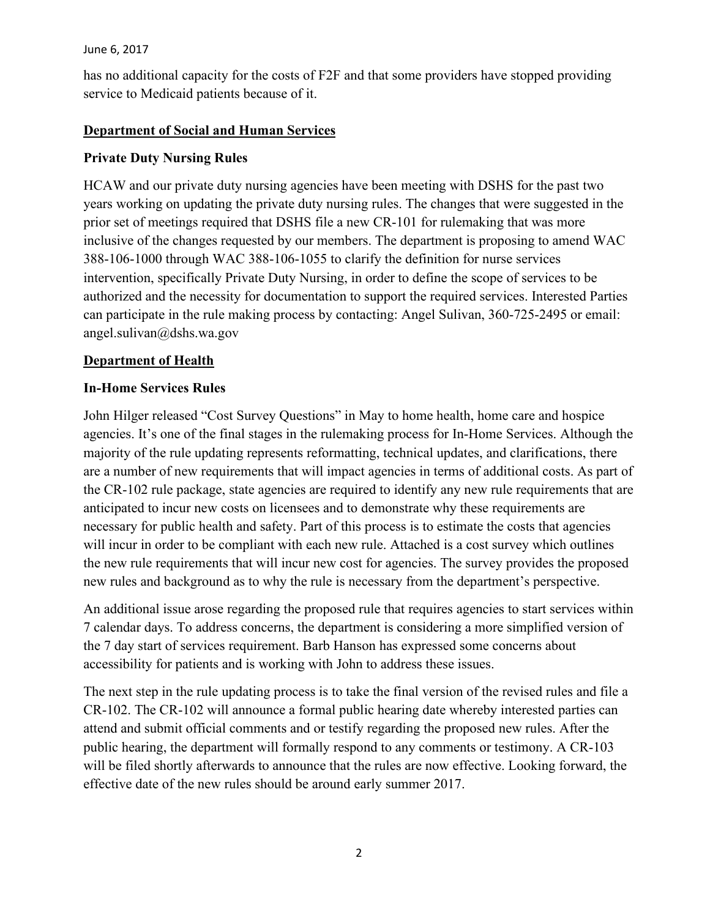has no additional capacity for the costs of F2F and that some providers have stopped providing service to Medicaid patients because of it.

## Department of Social and Human Services

### Private Duty Nursing Rules

HCAW and our private duty nursing agencies have been meeting with DSHS for the past two years working on updating the private duty nursing rules. The changes that were suggested in the prior set of meetings required that DSHS file a new CR-101 for rulemaking that was more inclusive of the changes requested by our members. The department is proposing to amend WAC 388-106-1000 through WAC 388-106-1055 to clarify the definition for nurse services intervention, specifically Private Duty Nursing, in order to define the scope of services to be authorized and the necessity for documentation to support the required services. Interested Parties can participate in the rule making process by contacting: Angel Sulivan, 360-725-2495 or email: angel.sulivan@dshs.wa.gov

## Department of Health

### In-Home Services Rules

John Hilger released "Cost Survey Questions" in May to home health, home care and hospice agencies. It's one of the final stages in the rulemaking process for In-Home Services. Although the majority of the rule updating represents reformatting, technical updates, and clarifications, there are a number of new requirements that will impact agencies in terms of additional costs. As part of the CR-102 rule package, state agencies are required to identify any new rule requirements that are anticipated to incur new costs on licensees and to demonstrate why these requirements are necessary for public health and safety. Part of this process is to estimate the costs that agencies will incur in order to be compliant with each new rule. Attached is a cost survey which outlines the new rule requirements that will incur new cost for agencies. The survey provides the proposed new rules and background as to why the rule is necessary from the department's perspective.

An additional issue arose regarding the proposed rule that requires agencies to start services within 7 calendar days. To address concerns, the department is considering a more simplified version of the 7 day start of services requirement. Barb Hanson has expressed some concerns about accessibility for patients and is working with John to address these issues.

The next step in the rule updating process is to take the final version of the revised rules and file a CR-102. The CR-102 will announce a formal public hearing date whereby interested parties can attend and submit official comments and or testify regarding the proposed new rules. After the public hearing, the department will formally respond to any comments or testimony. A CR-103 will be filed shortly afterwards to announce that the rules are now effective. Looking forward, the effective date of the new rules should be around early summer 2017.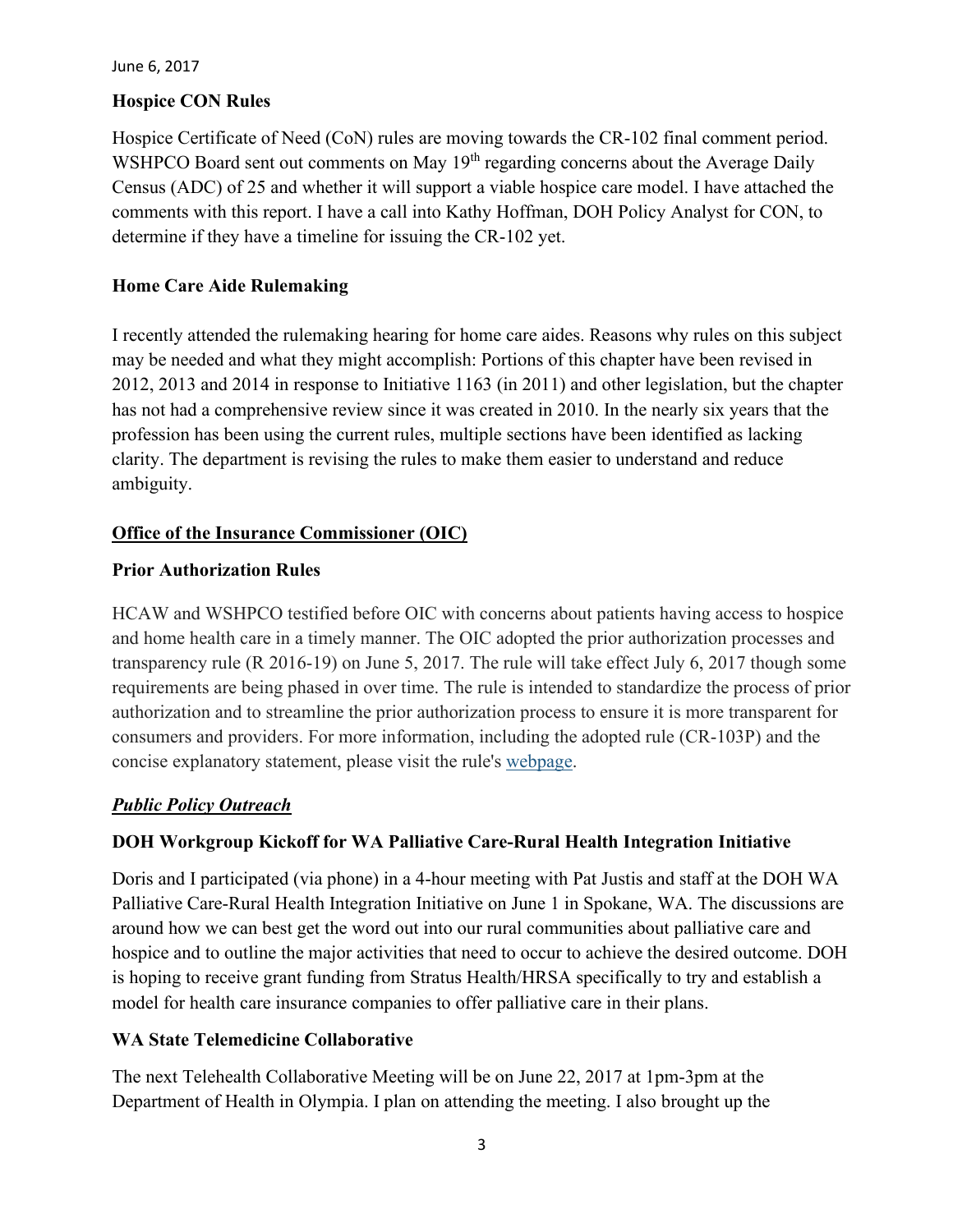**Hospice CON Rules**

Hospice Certificate of Need (CoN) rules are moving towards the CR-102 final comment period. WSHPCO Board sent out comments on May 19th regarding concerns about the Average Daily Census (ADC) of 25 and whether it will support a viable hospice care model. I have attached the comments with this report. I have a call into Kathy Hoffman, DOH Policy Analyst for CON, to determine if they have a timeline for issuing the CR-102 yet.

**Home Care Aide Rulemaking**

I recently attended the rulemaking hearing for home care aides. Reasons why rules on this subject may be needed and what they might accomplish: Portions of this chapter have been revised in 2012, 2013 and 2014 in response to Initiative 1163 (in 2011) and other legislation, but the chapter has not had a comprehensive review since it was created in 2010. In the nearly six years that the profession has been using the current rules, multiple sections have been identified as lacking clarity. The department is revising the rules to make them easier to understand and reduce ambiguity.

**Office of the Insurance Commissioner (OIC)**

**Prior Authorization Rules**

HCAW and WSHPCO testified before OIC with concerns about patients having access to hospice and home health care in a timely manner. The OIC adopted the prior authorization processes and transparency rule (R 2016-19) on June 5, 2017. The rule will take effect July 6, 2017 though some requirements are being phased in over time. The rule is intended to standardize the process of prior authorization and to streamline the prior authorization process to ensure it is more transparent for consumers and providers. For more information, including the adopted rule (CR-103P) and the concise explanatory statement, please visit the rule's webpage.

***Public Policy Outreach***

**DOH Workgroup Kickoff for WA Palliative Care-Rural Health Integration Initiative**

Doris and I participated (via phone) in a 4-hour meeting with Pat Justis and staff at the DOH WA Palliative Care-Rural Health Integration Initiative on June 1 in Spokane, WA. The discussions are around how we can best get the word out into our rural communities about palliative care and hospice and to outline the major activities that need to occur to achieve the desired outcome. DOH is hoping to receive grant funding from Stratus Health/HRSA specifically to try and establish a model for health care insurance companies to offer palliative care in their plans.

**WA State Telemedicine Collaborative**

The next Telehealth Collaborative Meeting will be on June 22, 2017 at 1pm-3pm at the Department of Health in Olympia. I plan on attending the meeting. I also brought up the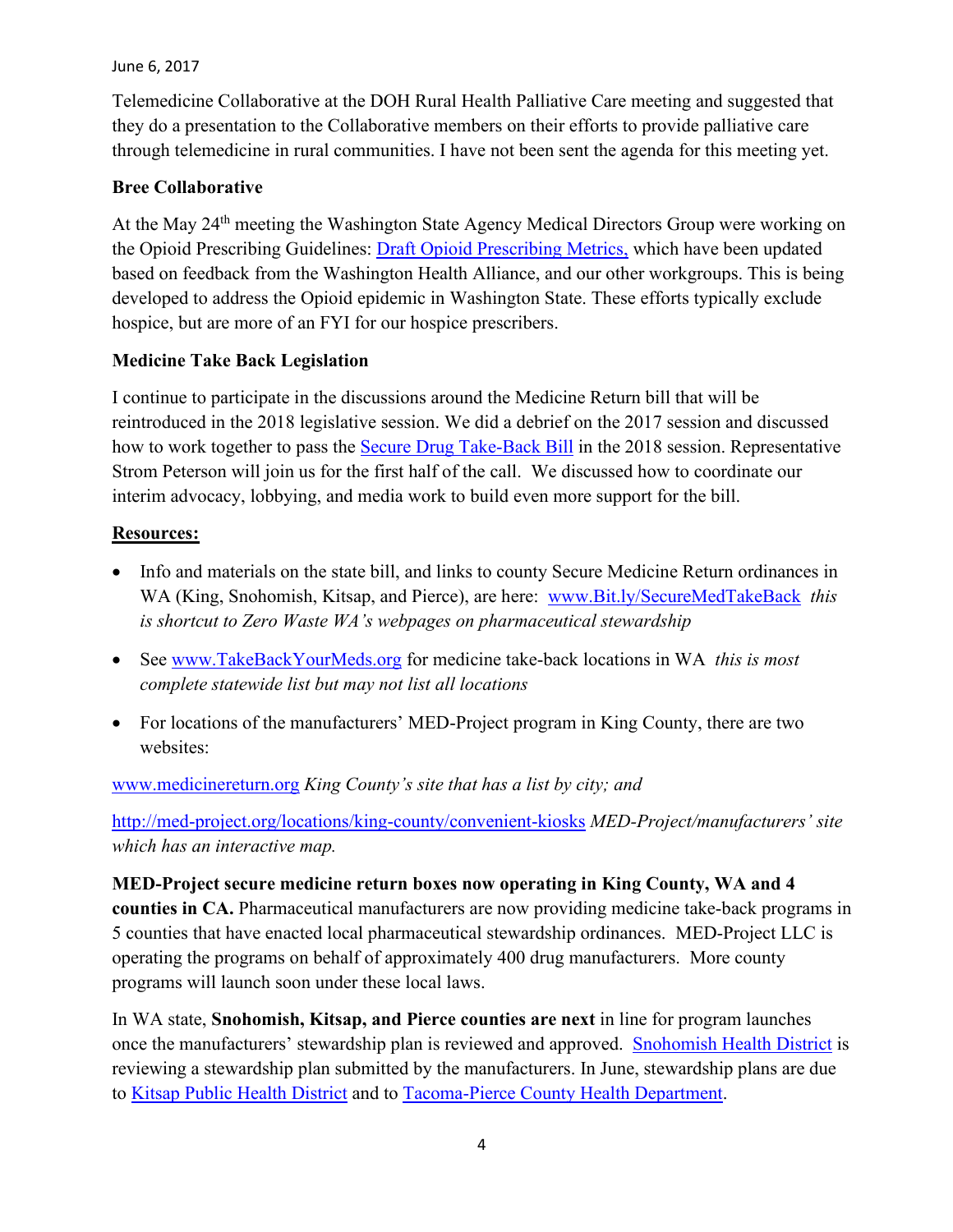Telemedicine Collaborative at the DOH Rural Health Palliative Care meeting and suggested that they do a presentation to the Collaborative members on their efforts to provide palliative care through telemedicine in rural communities. I have not been sent the agenda for this meeting yet.

**Bree Collaborative**

At the May 24th meeting the Washington State Agency Medical Directors Group were working on the Opioid Prescribing Guidelines: Draft Opioid Prescribing Metrics, which have been updated based on feedback from the Washington Health Alliance, and our other workgroups. This is being developed to address the Opioid epidemic in Washington State. These efforts typically exclude hospice, but are more of an FYI for our hospice prescribers.

**Medicine Take Back Legislation**

I continue to participate in the discussions around the Medicine Return bill that will be reintroduced in the 2018 legislative session. We did a debrief on the 2017 session and discussed how to work together to pass the Secure Drug Take-Back Bill in the 2018 session. Representative Strom Peterson will join us for the first half of the call. We discussed how to coordinate our interim advocacy, lobbying, and media work to build even more support for the bill.

**Resources:**

- Info and materials on the state bill, and links to county Secure Medicine Return ordinances in WA (King, Snohomish, Kitsap, and Pierce), are here: www.Bit.ly/SecureMedTakeBack *this is shortcut to Zero Waste WA's webpages on pharmaceutical stewardship*
- See www.TakeBackYourMeds.org for medicine take-back locations in WA *this is most complete statewide list but may not list all locations*
- For locations of the manufacturers' MED-Project program in King County, there are two websites:

www.medicinereturn.org *King County's site that has a list by city; and*

http://med-project.org/locations/king-county/convenient-kiosks *MED-Project/manufacturers' site which has an interactive map.*

**MED-Project secure medicine return boxes now operating in King County, WA and 4 counties in CA.** Pharmaceutical manufacturers are now providing medicine take-back programs in 5 counties that have enacted local pharmaceutical stewardship ordinances. MED-Project LLC is operating the programs on behalf of approximately 400 drug manufacturers. More county programs will launch soon under these local laws.

In WA state, **Snohomish, Kitsap, and Pierce counties are next** in line for program launches once the manufacturers' stewardship plan is reviewed and approved. Snohomish Health District is reviewing a stewardship plan submitted by the manufacturers. In June, stewardship plans are due to Kitsap Public Health District and to Tacoma-Pierce County Health Department.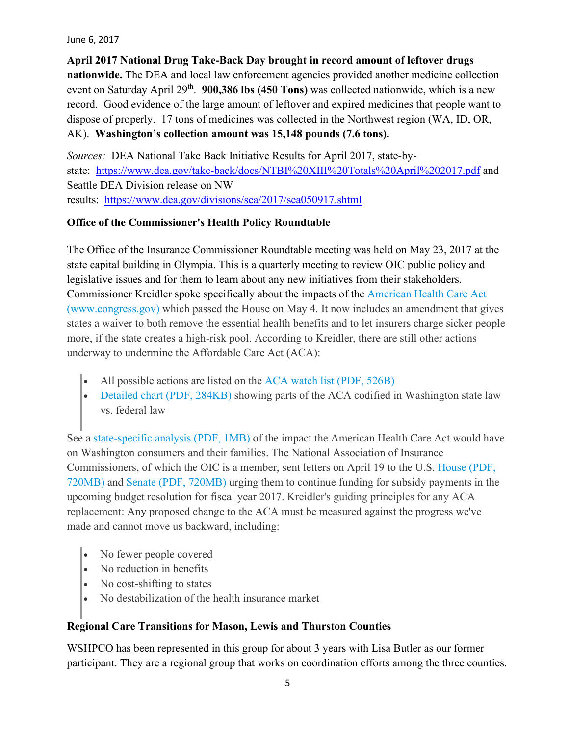June 6, 2017

**April 2017 National Drug Take-Back Day brought in record amount of leftover drugs nationwide.** The DEA and local law enforcement agencies provided another medicine collection event on Saturday April 29th. **900,386 lbs (450 Tons)** was collected nationwide, which is a new record. Good evidence of the large amount of leftover and expired medicines that people want to dispose of properly. 17 tons of medicines was collected in the Northwest region (WA, ID, OR, AK). **Washington's collection amount was 15,148 pounds (7.6 tons).**

*Sources:* DEA National Take Back Initiative Results for April 2017, state-by-state: https://www.dea.gov/take-back/docs/NTBI%20XIII%20Totals%20April%202017.pdf and Seattle DEA Division release on NW results: https://www.dea.gov/divisions/sea/2017/sea050917.shtml

**Office of the Commissioner's Health Policy Roundtable**

The Office of the Insurance Commissioner Roundtable meeting was held on May 23, 2017 at the state capital building in Olympia. This is a quarterly meeting to review OIC public policy and legislative issues and for them to learn about any new initiatives from their stakeholders. Commissioner Kreidler spoke specifically about the impacts of the American Health Care Act (www.congress.gov) which passed the House on May 4. It now includes an amendment that gives states a waiver to both remove the essential health benefits and to let insurers charge sicker people more, if the state creates a high-risk pool. According to Kreidler, there are still other actions underway to undermine the Affordable Care Act (ACA):

- All possible actions are listed on the ACA watch list (PDF, 526B)
- Detailed chart (PDF, 284KB) showing parts of the ACA codified in Washington state law vs. federal law

See a state-specific analysis (PDF, 1MB) of the impact the American Health Care Act would have on Washington consumers and their families. The National Association of Insurance Commissioners, of which the OIC is a member, sent letters on April 19 to the U.S. House (PDF, 720MB) and Senate (PDF, 720MB) urging them to continue funding for subsidy payments in the upcoming budget resolution for fiscal year 2017. Kreidler's guiding principles for any ACA replacement: Any proposed change to the ACA must be measured against the progress we've made and cannot move us backward, including:

- No fewer people covered
- No reduction in benefits
- No cost-shifting to states
- No destabilization of the health insurance market

**Regional Care Transitions for Mason, Lewis and Thurston Counties**

WSHPCO has been represented in this group for about 3 years with Lisa Butler as our former participant. They are a regional group that works on coordination efforts among the three counties.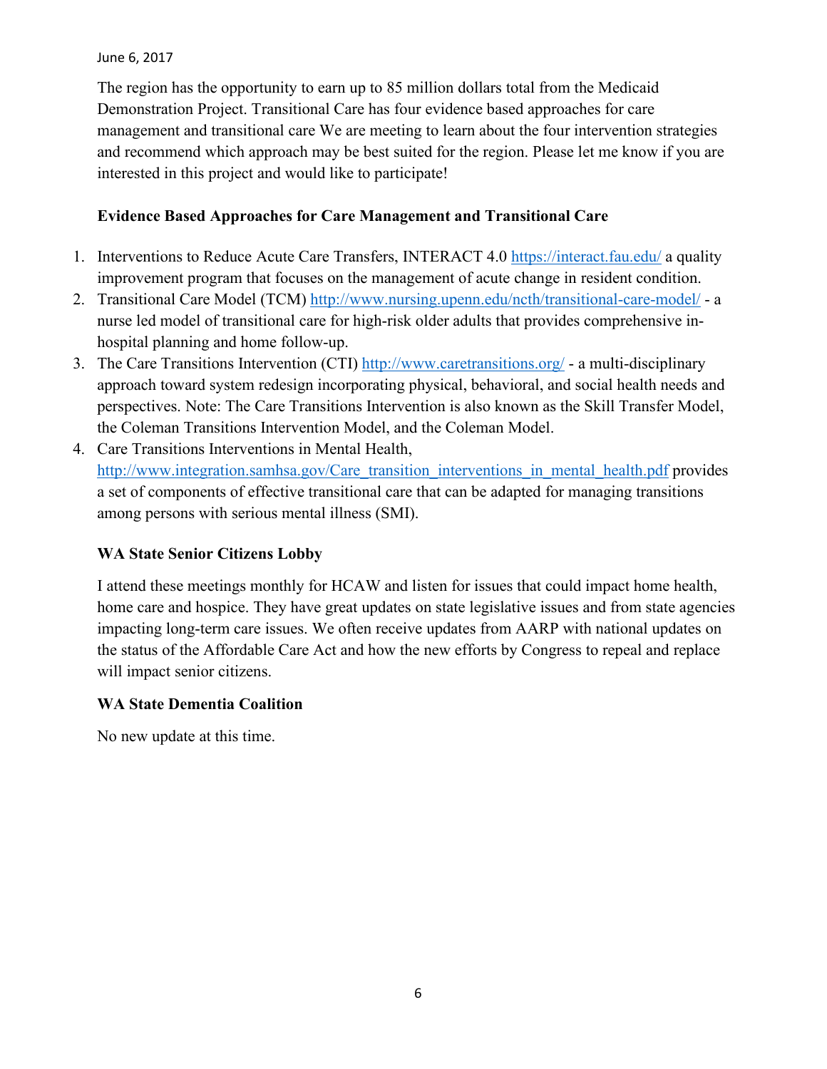The region has the opportunity to earn up to 85 million dollars total from the Medicaid Demonstration Project. Transitional Care has four evidence based approaches for care management and transitional care We are meeting to learn about the four intervention strategies and recommend which approach may be best suited for the region. Please let me know if you are interested in this project and would like to participate!

**Evidence Based Approaches for Care Management and Transitional Care**

1. Interventions to Reduce Acute Care Transfers, INTERACT 4.0 https://interact.fau.edu/ a quality improvement program that focuses on the management of acute change in resident condition.
2. Transitional Care Model (TCM) http://www.nursing.upenn.edu/ncth/transitional-care-model/ - a nurse led model of transitional care for high-risk older adults that provides comprehensive in-hospital planning and home follow-up.
3. The Care Transitions Intervention (CTI) http://www.caretransitions.org/ - a multi-disciplinary approach toward system redesign incorporating physical, behavioral, and social health needs and perspectives. Note: The Care Transitions Intervention is also known as the Skill Transfer Model, the Coleman Transitions Intervention Model, and the Coleman Model.
4. Care Transitions Interventions in Mental Health, http://www.integration.samhsa.gov/Care_transition_interventions_in_mental_health.pdf provides a set of components of effective transitional care that can be adapted for managing transitions among persons with serious mental illness (SMI).

**WA State Senior Citizens Lobby**

I attend these meetings monthly for HCAW and listen for issues that could impact home health, home care and hospice. They have great updates on state legislative issues and from state agencies impacting long-term care issues. We often receive updates from AARP with national updates on the status of the Affordable Care Act and how the new efforts by Congress to repeal and replace will impact senior citizens.

**WA State Dementia Coalition**

No new update at this time.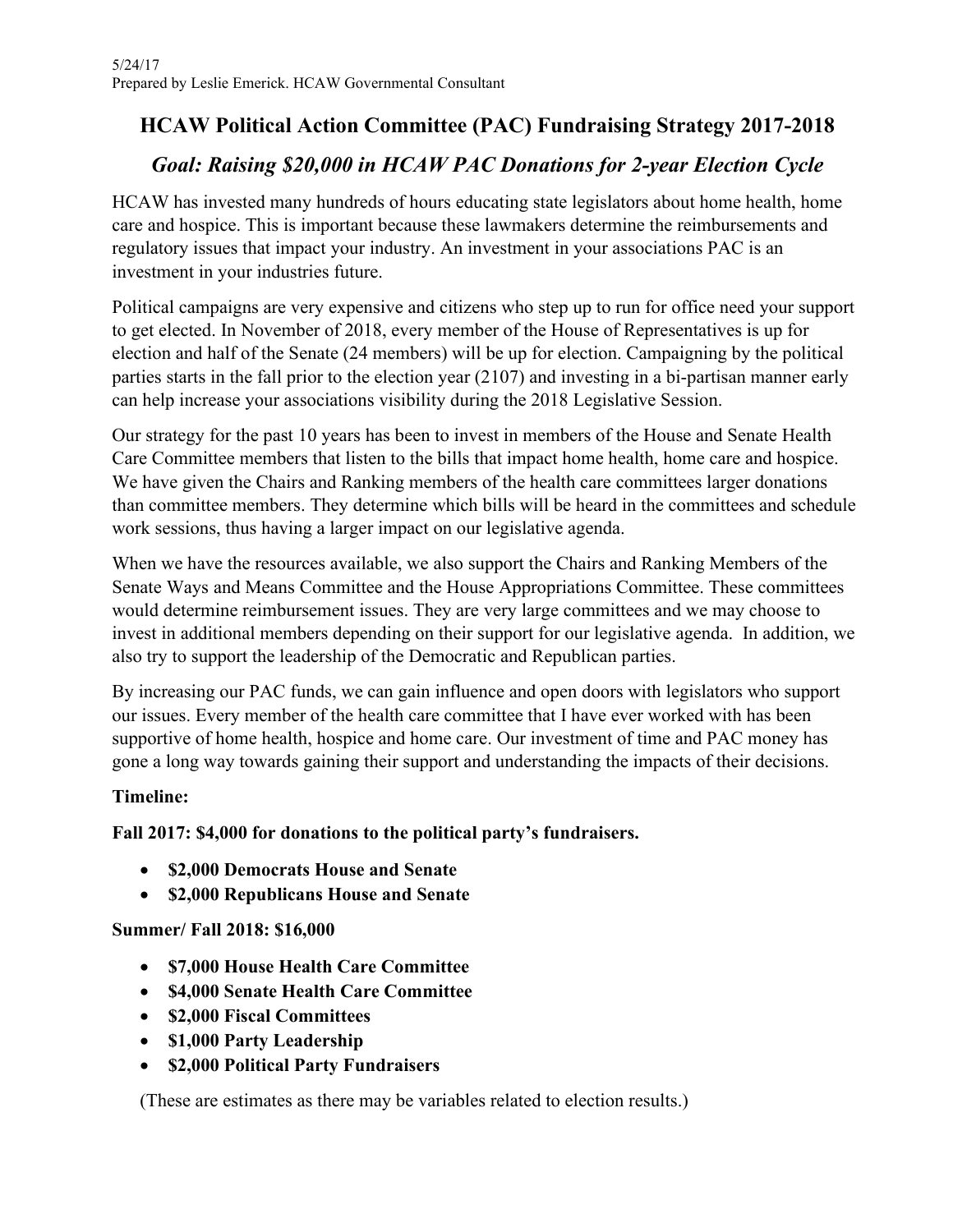5/24/17
Prepared by Leslie Emerick. HCAW Governmental Consultant

# HCAW Political Action Committee (PAC) Fundraising Strategy 2017-2018

## *Goal: Raising $20,000 in HCAW PAC Donations for 2-year Election Cycle*

HCAW has invested many hundreds of hours educating state legislators about home health, home care and hospice. This is important because these lawmakers determine the reimbursements and regulatory issues that impact your industry. An investment in your associations PAC is an investment in your industries future.

Political campaigns are very expensive and citizens who step up to run for office need your support to get elected. In November of 2018, every member of the House of Representatives is up for election and half of the Senate (24 members) will be up for election. Campaigning by the political parties starts in the fall prior to the election year (2107) and investing in a bi-partisan manner early can help increase your associations visibility during the 2018 Legislative Session.

Our strategy for the past 10 years has been to invest in members of the House and Senate Health Care Committee members that listen to the bills that impact home health, home care and hospice. We have given the Chairs and Ranking members of the health care committees larger donations than committee members. They determine which bills will be heard in the committees and schedule work sessions, thus having a larger impact on our legislative agenda.

When we have the resources available, we also support the Chairs and Ranking Members of the Senate Ways and Means Committee and the House Appropriations Committee. These committees would determine reimbursement issues. They are very large committees and we may choose to invest in additional members depending on their support for our legislative agenda. In addition, we also try to support the leadership of the Democratic and Republican parties.

By increasing our PAC funds, we can gain influence and open doors with legislators who support our issues. Every member of the health care committee that I have ever worked with has been supportive of home health, hospice and home care. Our investment of time and PAC money has gone a long way towards gaining their support and understanding the impacts of their decisions.

**Timeline:**

**Fall 2017: $4,000 for donations to the political party's fundraisers.**

- **$2,000 Democrats House and Senate**
- **$2,000 Republicans House and Senate**

**Summer/ Fall 2018: $16,000**

- **$7,000 House Health Care Committee**
- **$4,000 Senate Health Care Committee**
- **$2,000 Fiscal Committees**
- **$1,000 Party Leadership**
- **$2,000 Political Party Fundraisers**

(These are estimates as there may be variables related to election results.)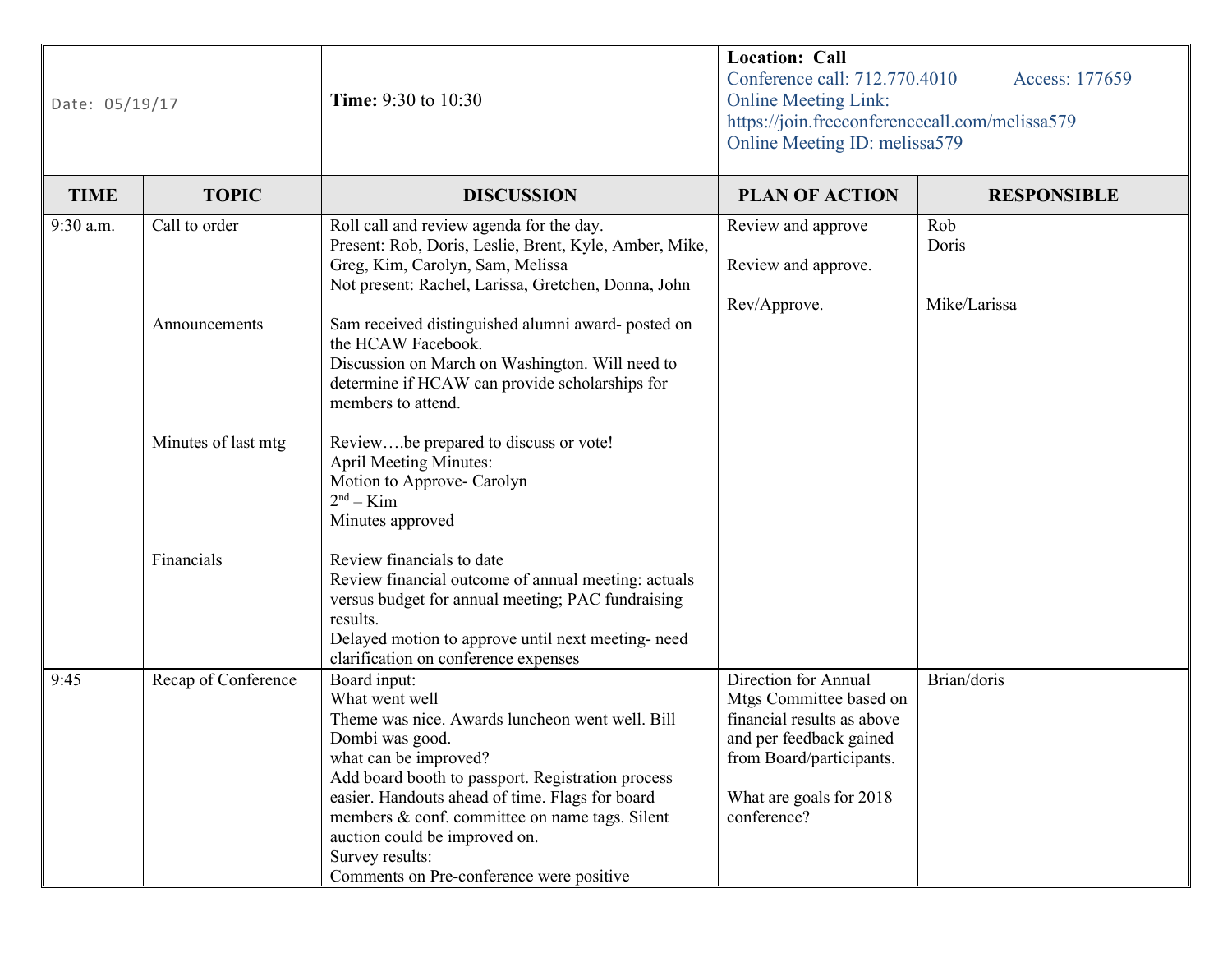| Date: 05/19/17 | | Time: 9:30 to 10:30 | Location: Call<br>Conference call: 712.770.4010 Access: 177659<br>Online Meeting Link: https://join.freeconferencecall.com/melissa579<br>Online Meeting ID: melissa579 | |
|---|---|---|---|---|
| **TIME** | **TOPIC** | **DISCUSSION** | **PLAN OF ACTION** | **RESPONSIBLE** |
| 9:30 a.m. | Call to order<br><br><br><br><br>Announcements<br><br><br><br><br><br>Minutes of last mtg<br><br><br><br><br><br>Financials | Roll call and review agenda for the day.<br>Present: Rob, Doris, Leslie, Brent, Kyle, Amber, Mike, Greg, Kim, Carolyn, Sam, Melissa<br>Not present: Rachel, Larissa, Gretchen, Donna, John<br><br>Sam received distinguished alumni award- posted on the HCAW Facebook.<br>Discussion on March on Washington. Will need to determine if HCAW can provide scholarships for members to attend.<br><br>Review….be prepared to discuss or vote!<br>April Meeting Minutes:<br>Motion to Approve- Carolyn<br>2nd – Kim<br>Minutes approved<br><br>Review financials to date<br>Review financial outcome of annual meeting: actuals versus budget for annual meeting; PAC fundraising results.<br>Delayed motion to approve until next meeting- need clarification on conference expenses | Review and approve<br><br>Review and approve.<br><br>Rev/Approve. | Rob<br>Doris<br><br><br>Mike/Larissa |
| 9:45 | Recap of Conference | Board input:<br>What went well<br>Theme was nice. Awards luncheon went well. Bill Dombi was good.<br>what can be improved?<br>Add board booth to passport. Registration process easier. Handouts ahead of time. Flags for board members & conf. committee on name tags. Silent auction could be improved on.<br>Survey results:<br>Comments on Pre-conference were positive | Direction for Annual Mtgs Committee based on financial results as above and per feedback gained from Board/participants.<br><br>What are goals for 2018 conference? | Brian/doris |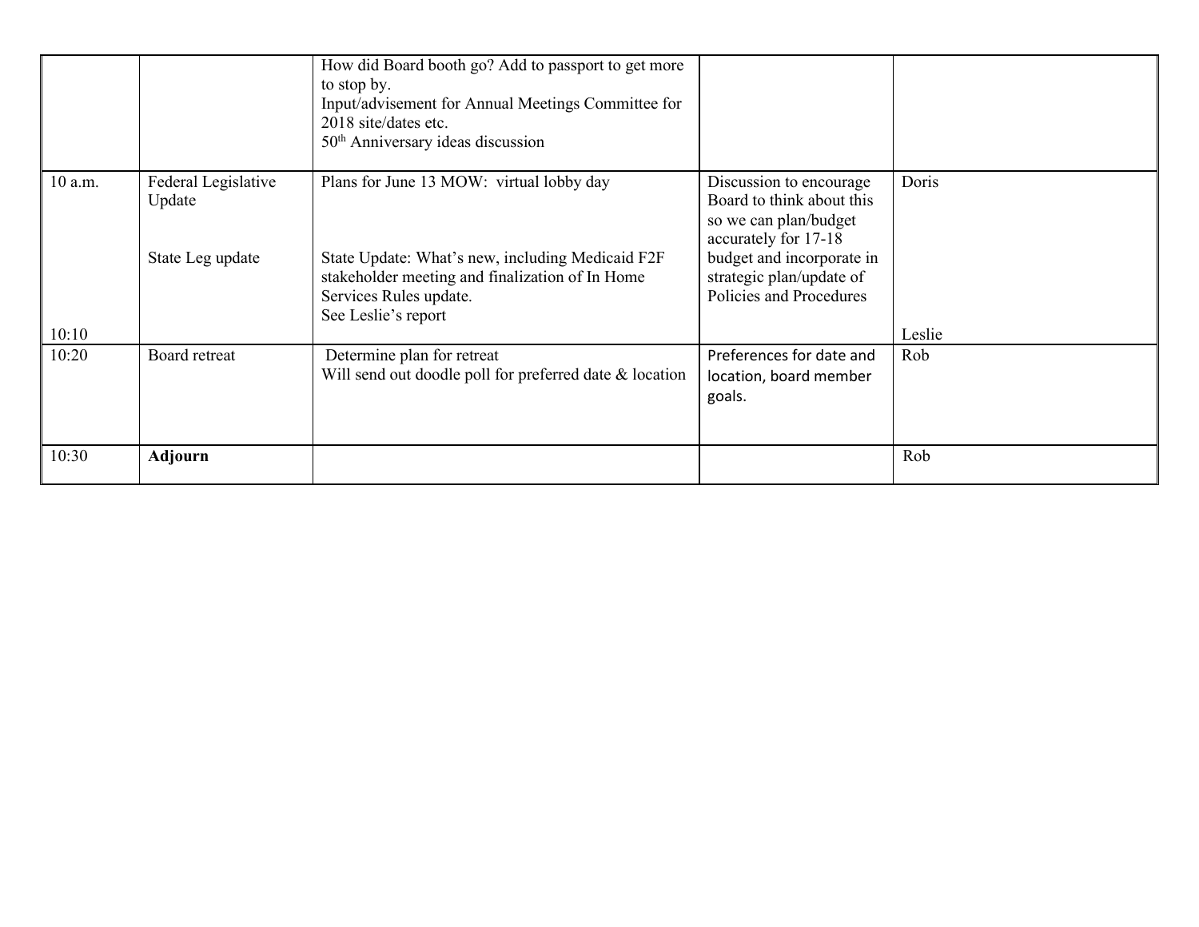| | | | | |
|---|---|---|---|---|
| | | How did Board booth go? Add to passport to get more to stop by.<br>Input/advisement for Annual Meetings Committee for 2018 site/dates etc.<br>50th Anniversary ideas discussion | | |
| 10 a.m.<br><br>10:10 | Federal Legislative Update<br><br>State Leg update | Plans for June 13 MOW: virtual lobby day<br><br>State Update: What's new, including Medicaid F2F stakeholder meeting and finalization of In Home Services Rules update.<br>See Leslie's report | Discussion to encourage Board to think about this so we can plan/budget accurately for 17-18 budget and incorporate in strategic plan/update of Policies and Procedures | Doris<br><br>Leslie |
| 10:20 | Board retreat | Determine plan for retreat<br>Will send out doodle poll for preferred date & location | Preferences for date and location, board member goals. | Rob |
| 10:30 | **Adjourn** | | | Rob |